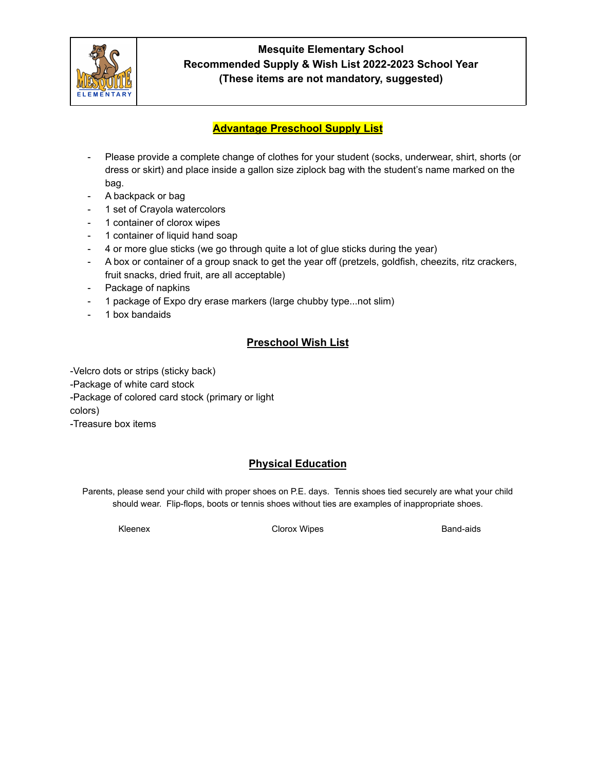**Mesquite Elementary School**
**Recommended Supply & Wish List 2022-2023 School Year**
**(These items are not mandatory, suggested)**

## Advantage Preschool Supply List

- Please provide a complete change of clothes for your student (socks, underwear, shirt, shorts (or dress or skirt) and place inside a gallon size ziplock bag with the student's name marked on the bag.
- A backpack or bag
- 1 set of Crayola watercolors
- 1 container of clorox wipes
- 1 container of liquid hand soap
- 4 or more glue sticks (we go through quite a lot of glue sticks during the year)
- A box or container of a group snack to get the year off (pretzels, goldfish, cheezits, ritz crackers, fruit snacks, dried fruit, are all acceptable)
- Package of napkins
- 1 package of Expo dry erase markers (large chubby type...not slim)
- 1 box bandaids

## Preschool Wish List

-Velcro dots or strips (sticky back)
-Package of white card stock
-Package of colored card stock (primary or light colors)
-Treasure box items

## Physical Education

Parents, please send your child with proper shoes on P.E. days. Tennis shoes tied securely are what your child should wear. Flip-flops, boots or tennis shoes without ties are examples of inappropriate shoes.

Kleenex Clorox Wipes Band-aids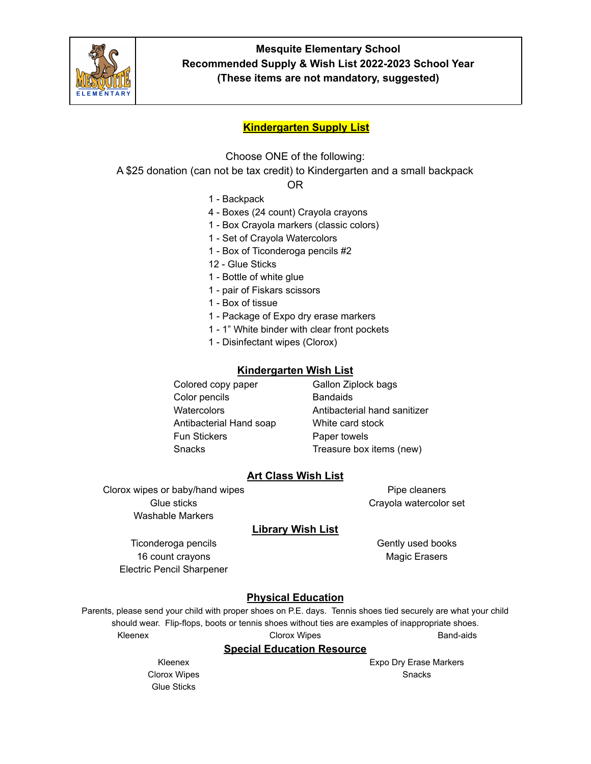**Mesquite Elementary School**
**Recommended Supply & Wish List 2022-2023 School Year**
**(These items are not mandatory, suggested)**

## Kindergarten Supply List

Choose ONE of the following:

A $25 donation (can not be tax credit) to Kindergarten and a small backpack

OR

- 1 - Backpack
- 4 - Boxes (24 count) Crayola crayons
- 1 - Box Crayola markers (classic colors)
- 1 - Set of Crayola Watercolors
- 1 - Box of Ticonderoga pencils #2
- 12 - Glue Sticks
- 1 - Bottle of white glue
- 1 - pair of Fiskars scissors
- 1 - Box of tissue
- 1 - Package of Expo dry erase markers
- 1 - 1” White binder with clear front pockets
- 1 - Disinfectant wipes (Clorox)

## Kindergarten Wish List

- Colored copy paper
- Color pencils
- Watercolors
- Antibacterial Hand soap
- Fun Stickers
- Snacks
- Gallon Ziplock bags
- Bandaids
- Antibacterial hand sanitizer
- White card stock
- Paper towels
- Treasure box items (new)

## Art Class Wish List

- Clorox wipes or baby/hand wipes
- Glue sticks
- Washable Markers
- Pipe cleaners
- Crayola watercolor set

## Library Wish List

- Ticonderoga pencils
- 16 count crayons
- Electric Pencil Sharpener
- Gently used books
- Magic Erasers

## Physical Education

Parents, please send your child with proper shoes on P.E. days. Tennis shoes tied securely are what your child should wear. Flip-flops, boots or tennis shoes without ties are examples of inappropriate shoes.

- Kleenex
- Clorox Wipes
- Band-aids

## Special Education Resource

- Kleenex
- Clorox Wipes
- Glue Sticks
- Expo Dry Erase Markers
- Snacks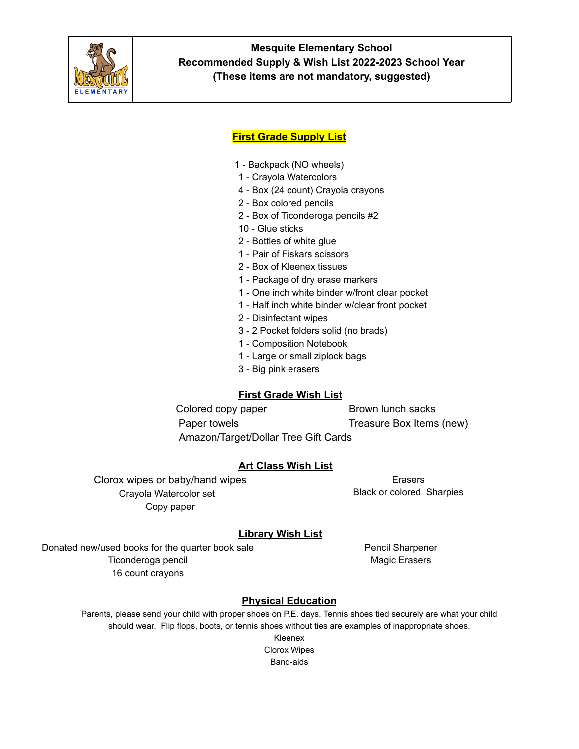**Mesquite Elementary School**
**Recommended Supply & Wish List 2022-2023 School Year**
**(These items are not mandatory, suggested)**

## First Grade Supply List

1 - Backpack (NO wheels)
1 - Crayola Watercolors
4 - Box (24 count) Crayola crayons
2 - Box colored pencils
2 - Box of Ticonderoga pencils #2
10 - Glue sticks
2 - Bottles of white glue
1 - Pair of Fiskars scissors
2 - Box of Kleenex tissues
1 - Package of dry erase markers
1 - One inch white binder w/front clear pocket
1 - Half inch white binder w/clear front pocket
2 - Disinfectant wipes
3 - 2 Pocket folders solid (no brads)
1 - Composition Notebook
1 - Large or small ziplock bags
3 - Big pink erasers

## First Grade Wish List

Colored copy paper
Brown lunch sacks
Paper towels
Treasure Box Items (new)
Amazon/Target/Dollar Tree Gift Cards

## Art Class Wish List

Clorox wipes or baby/hand wipes
Crayola Watercolor set
Copy paper
Erasers
Black or colored Sharpies

## Library Wish List

Donated new/used books for the quarter book sale
Ticonderoga pencil
16 count crayons
Pencil Sharpener
Magic Erasers

## Physical Education

Parents, please send your child with proper shoes on P.E. days. Tennis shoes tied securely are what your child should wear. Flip flops, boots, or tennis shoes without ties are examples of inappropriate shoes.

Kleenex
Clorox Wipes
Band-aids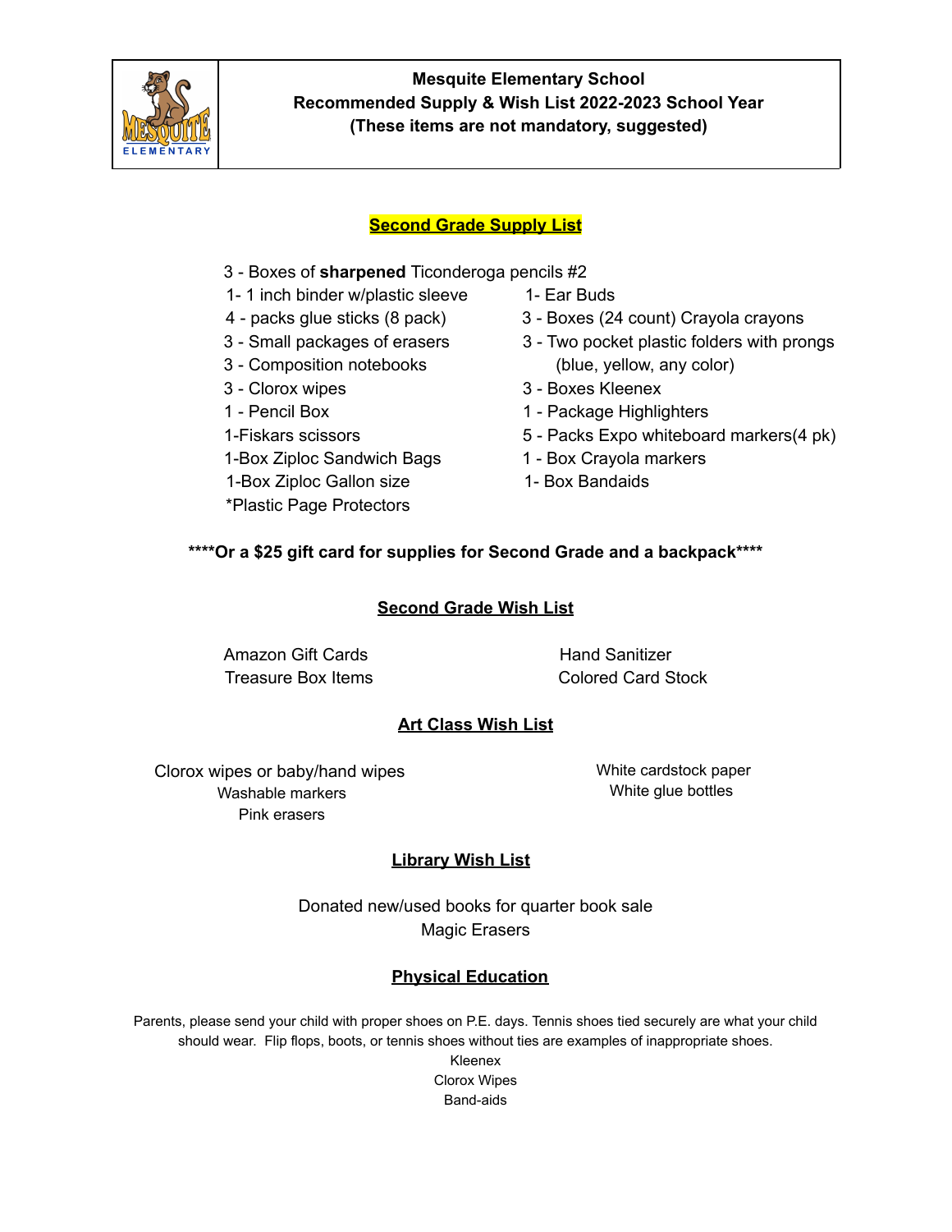**Mesquite Elementary School**
**Recommended Supply & Wish List 2022-2023 School Year**
**(These items are not mandatory, suggested)**

## Second Grade Supply List

- 3 - Boxes of **sharpened** Ticonderoga pencils #2
- 1- 1 inch binder w/plastic sleeve
- 4 - packs glue sticks (8 pack)
- 3 - Small packages of erasers
- 3 - Composition notebooks
- 3 - Clorox wipes
- 1 - Pencil Box
- 1-Fiskars scissors
- 1-Box Ziploc Sandwich Bags
- 1-Box Ziploc Gallon size
- *Plastic Page Protectors
- 1- Ear Buds
- 3 - Boxes (24 count) Crayola crayons
- 3 - Two pocket plastic folders with prongs (blue, yellow, any color)
- 3 - Boxes Kleenex
- 1 - Package Highlighters
- 5 - Packs Expo whiteboard markers(4 pk)
- 1 - Box Crayola markers
- 1- Box Bandaids

**\*\*\*\*Or a $25 gift card for supplies for Second Grade and a backpack\*\*\*\***

## Second Grade Wish List

- Amazon Gift Cards
- Treasure Box Items
- Hand Sanitizer
- Colored Card Stock

## Art Class Wish List

- Clorox wipes or baby/hand wipes
- Washable markers
- Pink erasers
- White cardstock paper
- White glue bottles

## Library Wish List

Donated new/used books for quarter book sale
Magic Erasers

## Physical Education

Parents, please send your child with proper shoes on P.E. days. Tennis shoes tied securely are what your child should wear. Flip flops, boots, or tennis shoes without ties are examples of inappropriate shoes.

Kleenex
Clorox Wipes
Band-aids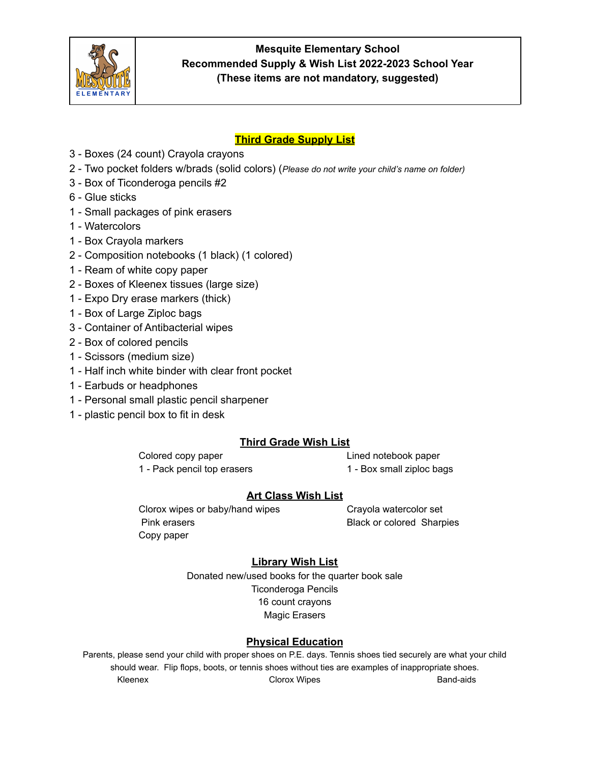**Mesquite Elementary School**
**Recommended Supply & Wish List 2022-2023 School Year**
**(These items are not mandatory, suggested)**

## Third Grade Supply List

3 - Boxes (24 count) Crayola crayons
2 - Two pocket folders w/brads (solid colors) (*Please do not write your child's name on folder)*
3 - Box of Ticonderoga pencils #2
6 - Glue sticks
1 - Small packages of pink erasers
1 - Watercolors
1 - Box Crayola markers
2 - Composition notebooks (1 black) (1 colored)
1 - Ream of white copy paper
2 - Boxes of Kleenex tissues (large size)
1 - Expo Dry erase markers (thick)
1 - Box of Large Ziploc bags
3 - Container of Antibacterial wipes
2 - Box of colored pencils
1 - Scissors (medium size)
1 - Half inch white binder with clear front pocket
1 - Earbuds or headphones
1 - Personal small plastic pencil sharpener
1 - plastic pencil box to fit in desk

## Third Grade Wish List

Colored copy paper
Lined notebook paper
1 - Pack pencil top erasers
1 - Box small ziploc bags

## Art Class Wish List

Clorox wipes or baby/hand wipes
Crayola watercolor set
Pink erasers
Black or colored Sharpies
Copy paper

## Library Wish List

Donated new/used books for the quarter book sale
Ticonderoga Pencils
16 count crayons
Magic Erasers

## Physical Education

Parents, please send your child with proper shoes on P.E. days. Tennis shoes tied securely are what your child should wear. Flip flops, boots, or tennis shoes without ties are examples of inappropriate shoes.

Kleenex
Clorox Wipes
Band-aids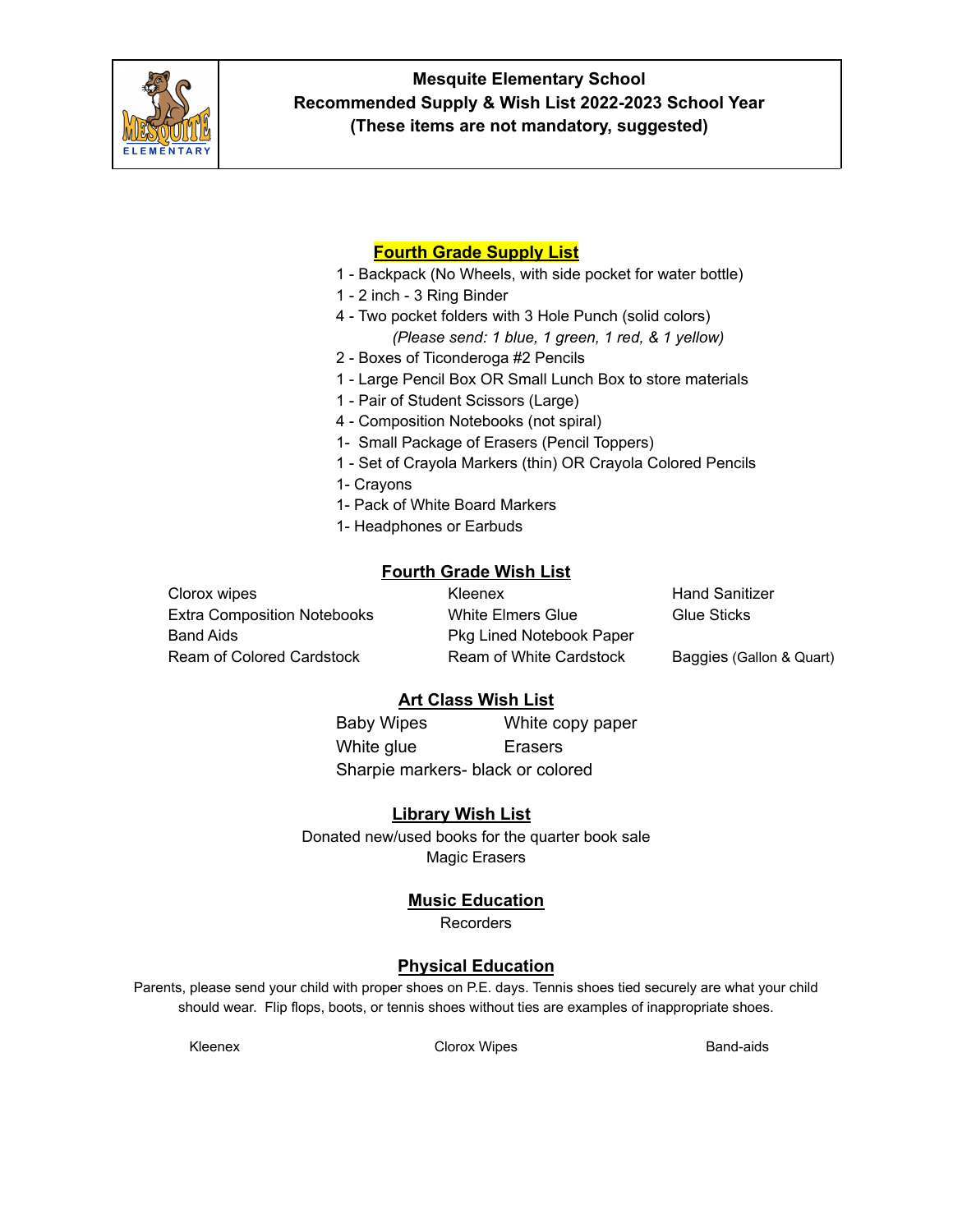**Mesquite Elementary School**
**Recommended Supply & Wish List 2022-2023 School Year**
**(These items are not mandatory, suggested)**

## Fourth Grade Supply List

1 - Backpack (No Wheels, with side pocket for water bottle)
1 - 2 inch - 3 Ring Binder
4 - Two pocket folders with 3 Hole Punch (solid colors)
*(Please send: 1 blue, 1 green, 1 red, & 1 yellow)*
2 - Boxes of Ticonderoga #2 Pencils
1 - Large Pencil Box OR Small Lunch Box to store materials
1 - Pair of Student Scissors (Large)
4 - Composition Notebooks (not spiral)
1- Small Package of Erasers (Pencil Toppers)
1 - Set of Crayola Markers (thin) OR Crayola Colored Pencils
1- Crayons
1- Pack of White Board Markers
1- Headphones or Earbuds

## Fourth Grade Wish List

Clorox wipes
Extra Composition Notebooks
Band Aids
Ream of Colored Cardstock
Kleenex
White Elmers Glue
Pkg Lined Notebook Paper
Ream of White Cardstock
Hand Sanitizer
Glue Sticks
Baggies (Gallon & Quart)

## Art Class Wish List

Baby Wipes
White copy paper
White glue
Erasers
Sharpie markers- black or colored

## Library Wish List

Donated new/used books for the quarter book sale
Magic Erasers

## Music Education

Recorders

## Physical Education

Parents, please send your child with proper shoes on P.E. days. Tennis shoes tied securely are what your child should wear. Flip flops, boots, or tennis shoes without ties are examples of inappropriate shoes.

Kleenex
Clorox Wipes
Band-aids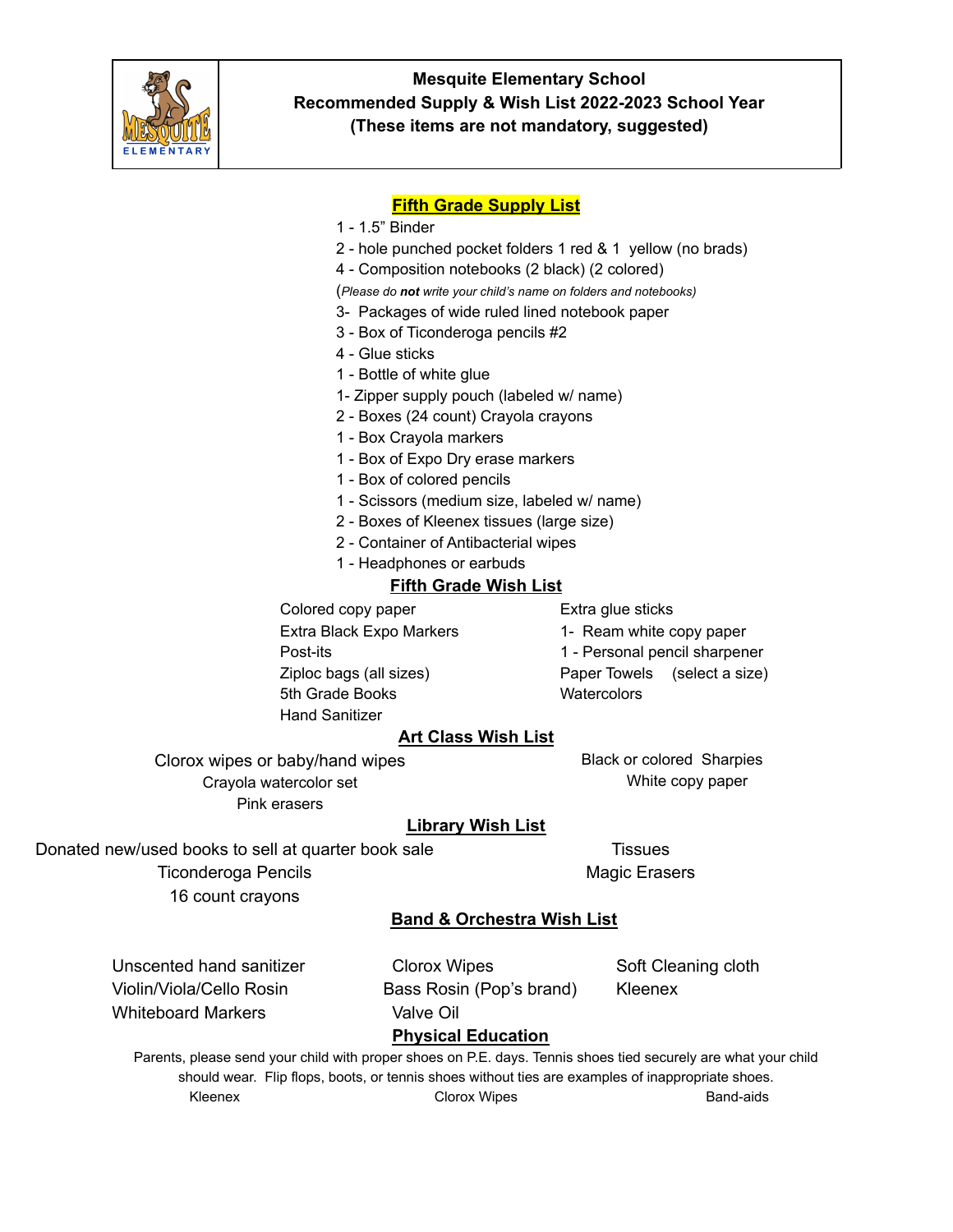**Mesquite Elementary School**
**Recommended Supply & Wish List 2022-2023 School Year**
**(These items are not mandatory, suggested)**

## Fifth Grade Supply List

- 1 - 1.5" Binder
- 2 - hole punched pocket folders 1 red & 1 yellow (no brads)
- 4 - Composition notebooks (2 black) (2 colored)

(*Please do **not** write your child's name on folders and notebooks)*

- 3- Packages of wide ruled lined notebook paper
- 3 - Box of Ticonderoga pencils #2
- 4 - Glue sticks
- 1 - Bottle of white glue
- 1- Zipper supply pouch (labeled w/ name)
- 2 - Boxes (24 count) Crayola crayons
- 1 - Box Crayola markers
- 1 - Box of Expo Dry erase markers
- 1 - Box of colored pencils
- 1 - Scissors (medium size, labeled w/ name)
- 2 - Boxes of Kleenex tissues (large size)
- 2 - Container of Antibacterial wipes
- 1 - Headphones or earbuds

## Fifth Grade Wish List

- Colored copy paper
- Extra Black Expo Markers
- Post-its
- Ziploc bags (all sizes)
- 5th Grade Books
- Hand Sanitizer
- Extra glue sticks
- 1- Ream white copy paper
- 1 - Personal pencil sharpener
- Paper Towels (select a size)
- Watercolors

## Art Class Wish List

- Clorox wipes or baby/hand wipes
- Crayola watercolor set
- Pink erasers
- Black or colored Sharpies
- White copy paper

## Library Wish List

- Donated new/used books to sell at quarter book sale
- Ticonderoga Pencils
- 16 count crayons
- Tissues
- Magic Erasers

## Band & Orchestra Wish List

- Unscented hand sanitizer
- Violin/Viola/Cello Rosin
- Whiteboard Markers
- Clorox Wipes
- Bass Rosin (Pop's brand)
- Valve Oil
- Soft Cleaning cloth
- Kleenex

## Physical Education

Parents, please send your child with proper shoes on P.E. days. Tennis shoes tied securely are what your child should wear. Flip flops, boots, or tennis shoes without ties are examples of inappropriate shoes.

- Kleenex
- Clorox Wipes
- Band-aids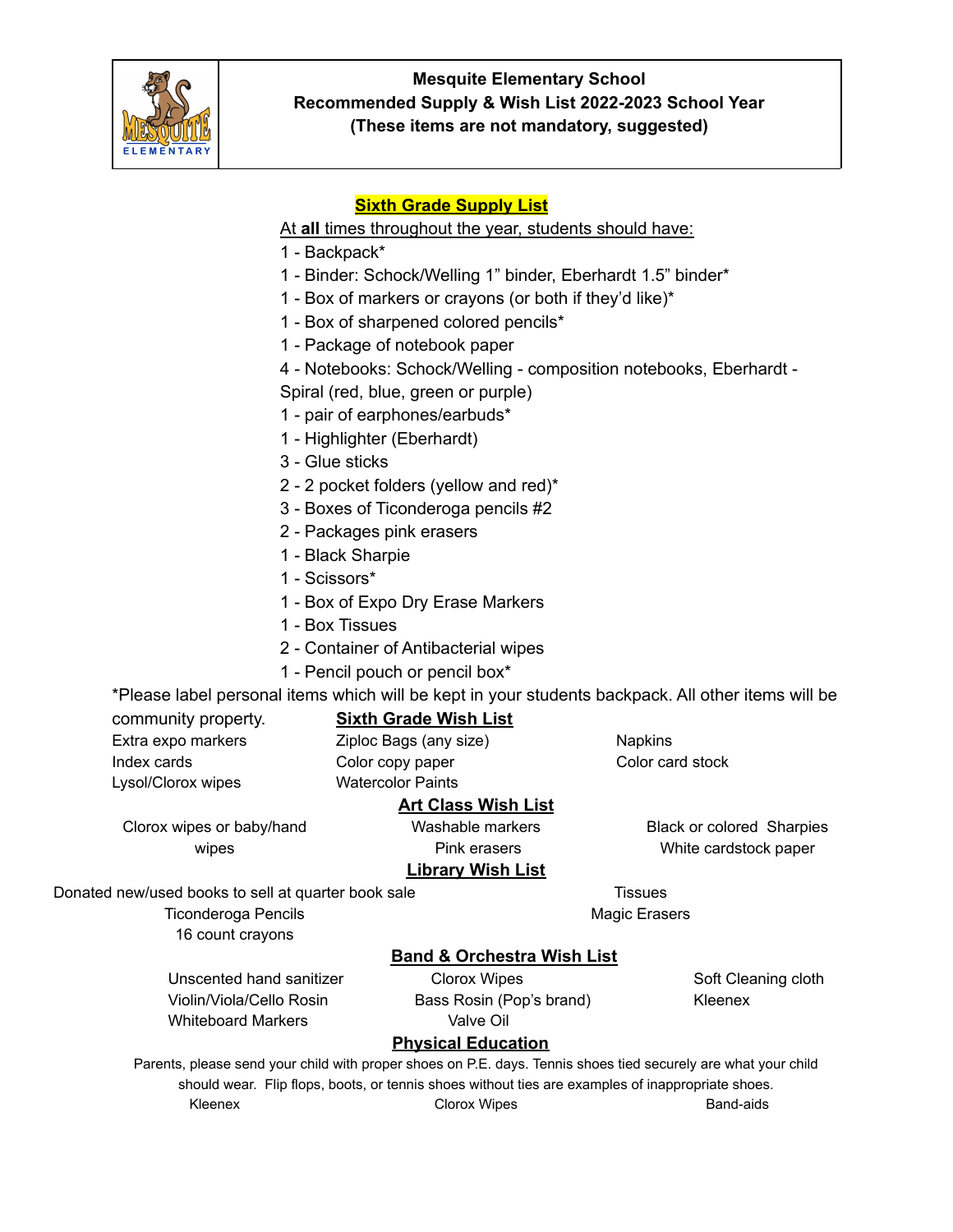**Mesquite Elementary School**
**Recommended Supply & Wish List 2022-2023 School Year**
**(These items are not mandatory, suggested)**

## Sixth Grade Supply List

At **all** times throughout the year, students should have:

1 - Backpack*
1 - Binder: Schock/Welling 1" binder, Eberhardt 1.5" binder*
1 - Box of markers or crayons (or both if they'd like)*
1 - Box of sharpened colored pencils*
1 - Package of notebook paper
4 - Notebooks: Schock/Welling - composition notebooks, Eberhardt - Spiral (red, blue, green or purple)
1 - pair of earphones/earbuds*
1 - Highlighter (Eberhardt)
3 - Glue sticks
2 - 2 pocket folders (yellow and red)*
3 - Boxes of Ticonderoga pencils #2
2 - Packages pink erasers
1 - Black Sharpie
1 - Scissors*
1 - Box of Expo Dry Erase Markers
1 - Box Tissues
2 - Container of Antibacterial wipes
1 - Pencil pouch or pencil box*

*Please label personal items which will be kept in your students backpack. All other items will be community property.

## Sixth Grade Wish List

- Extra expo markers
- Index cards
- Lysol/Clorox wipes
- Ziploc Bags (any size)
- Color copy paper
- Watercolor Paints
- Napkins
- Color card stock

## Art Class Wish List

- Clorox wipes or baby/hand wipes
- Washable markers
- Pink erasers
- Black or colored Sharpies
- White cardstock paper

## Library Wish List

- Donated new/used books to sell at quarter book sale
- Ticonderoga Pencils
- 16 count crayons
- Tissues
- Magic Erasers

## Band & Orchestra Wish List

- Unscented hand sanitizer
- Violin/Viola/Cello Rosin
- Whiteboard Markers
- Clorox Wipes
- Bass Rosin (Pop's brand)
- Valve Oil
- Soft Cleaning cloth
- Kleenex

## Physical Education

Parents, please send your child with proper shoes on P.E. days. Tennis shoes tied securely are what your child should wear. Flip flops, boots, or tennis shoes without ties are examples of inappropriate shoes.

- Kleenex
- Clorox Wipes
- Band-aids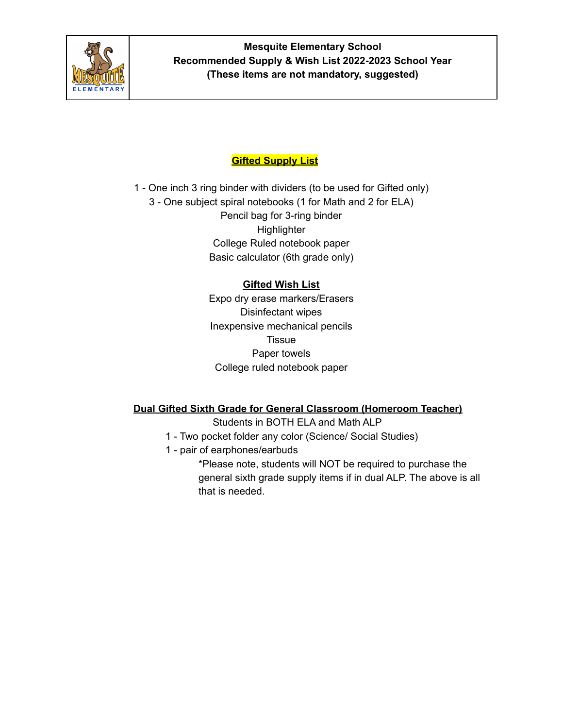**Mesquite Elementary School**
**Recommended Supply & Wish List 2022-2023 School Year**
**(These items are not mandatory, suggested)**

## Gifted Supply List

1 - One inch 3 ring binder with dividers (to be used for Gifted only)
3 - One subject spiral notebooks (1 for Math and 2 for ELA)
Pencil bag for 3-ring binder
Highlighter
College Ruled notebook paper
Basic calculator (6th grade only)

## Gifted Wish List

Expo dry erase markers/Erasers
Disinfectant wipes
Inexpensive mechanical pencils
Tissue
Paper towels
College ruled notebook paper

## Dual Gifted Sixth Grade for General Classroom (Homeroom Teacher)

Students in BOTH ELA and Math ALP

1 - Two pocket folder any color (Science/ Social Studies)
1 - pair of earphones/earbuds

*Please note, students will NOT be required to purchase the general sixth grade supply items if in dual ALP. The above is all that is needed.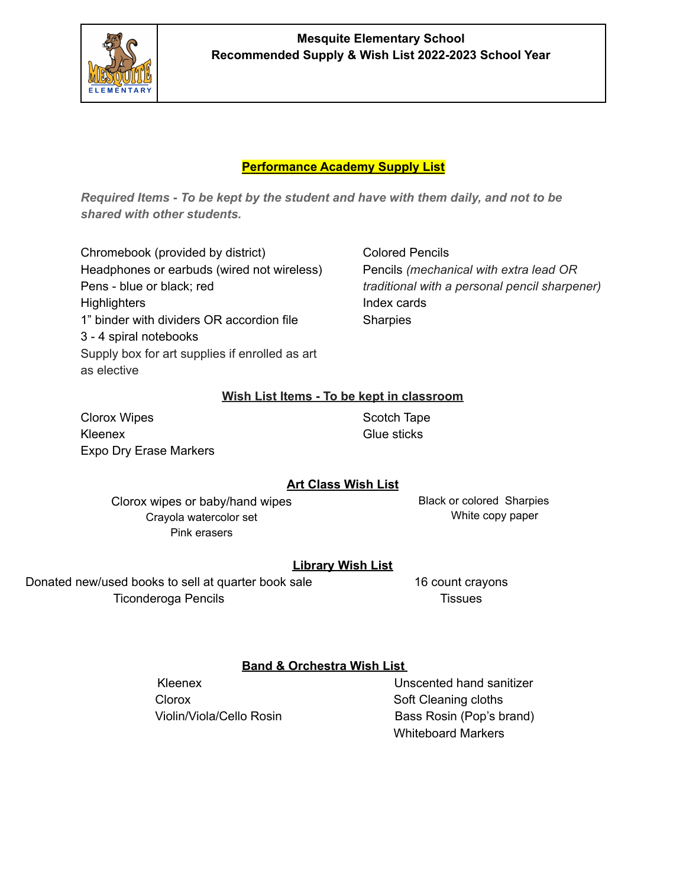**Mesquite Elementary School**
**Recommended Supply & Wish List 2022-2023 School Year**

## Performance Academy Supply List

***Required Items - To be kept by the student and have with them daily, and not to be shared with other students.***

- Chromebook (provided by district)
- Headphones or earbuds (wired not wireless)
- Pens - blue or black; red
- Highlighters
- 1" binder with dividers OR accordion file
- 3 - 4 spiral notebooks
- Supply box for art supplies if enrolled as art as elective
- Colored Pencils
- Pencils *(mechanical with extra lead OR traditional with a personal pencil sharpener)*
- Index cards
- Sharpies

### Wish List Items - To be kept in classroom

- Clorox Wipes
- Kleenex
- Expo Dry Erase Markers
- Scotch Tape
- Glue sticks

### Art Class Wish List

- Clorox wipes or baby/hand wipes
- Crayola watercolor set
- Pink erasers
- Black or colored Sharpies
- White copy paper

### Library Wish List

- Donated new/used books to sell at quarter book sale
- Ticonderoga Pencils
- 16 count crayons
- Tissues

### Band & Orchestra Wish List

- Kleenex
- Clorox
- Violin/Viola/Cello Rosin
- Unscented hand sanitizer
- Soft Cleaning cloths
- Bass Rosin (Pop's brand)
- Whiteboard Markers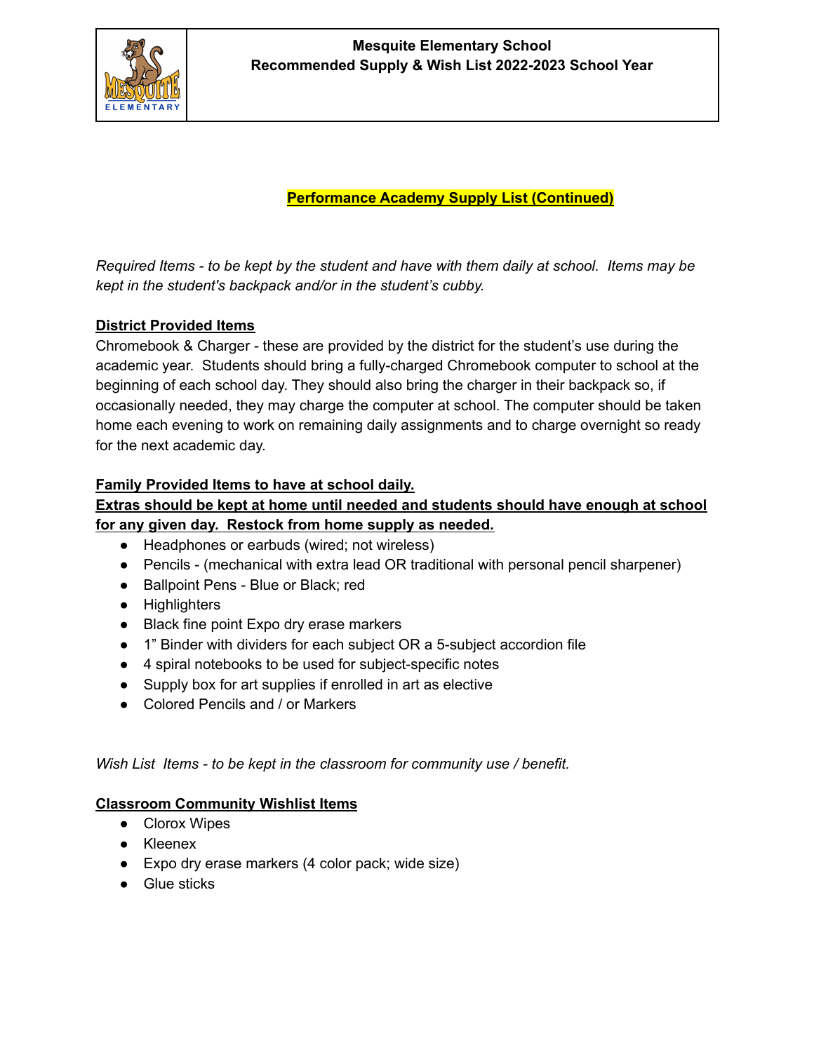Mesquite Elementary School
Recommended Supply & Wish List 2022-2023 School Year

## Performance Academy Supply List (Continued)

*Required Items - to be kept by the student and have with them daily at school. Items may be kept in the student's backpack and/or in the student's cubby.*

**District Provided Items**

Chromebook & Charger - these are provided by the district for the student's use during the academic year. Students should bring a fully-charged Chromebook computer to school at the beginning of each school day. They should also bring the charger in their backpack so, if occasionally needed, they may charge the computer at school. The computer should be taken home each evening to work on remaining daily assignments and to charge overnight so ready for the next academic day.

**Family Provided Items to have at school daily.**
**Extras should be kept at home until needed and students should have enough at school for any given day. Restock from home supply as needed.**

- Headphones or earbuds (wired; not wireless)
- Pencils - (mechanical with extra lead OR traditional with personal pencil sharpener)
- Ballpoint Pens - Blue or Black; red
- Highlighters
- Black fine point Expo dry erase markers
- 1" Binder with dividers for each subject OR a 5-subject accordion file
- 4 spiral notebooks to be used for subject-specific notes
- Supply box for art supplies if enrolled in art as elective
- Colored Pencils and / or Markers

*Wish List Items - to be kept in the classroom for community use / benefit.*

**Classroom Community Wishlist Items**

- Clorox Wipes
- Kleenex
- Expo dry erase markers (4 color pack; wide size)
- Glue sticks